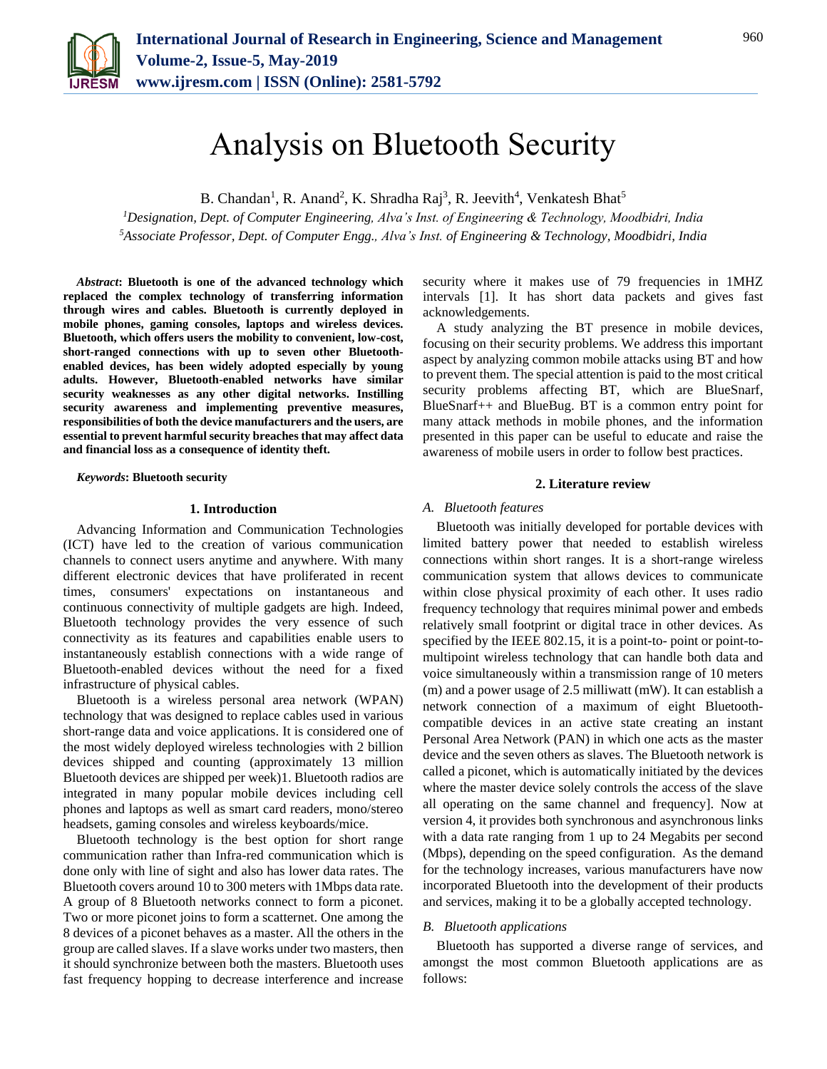# Analysis on Bluetooth Security

B. Chandan[1], R. Anand[2], K. Shradha Raj[3], R. Jeevith[4], Venkatesh Bhat[5]

[1]*Designation, Dept. of Computer Engineering, Alva's Inst. of Engineering & Technology, Moodbidri, India*
[5]*Associate Professor, Dept. of Computer Engg., Alva's Inst. of Engineering & Technology, Moodbidri, India*

***Abstract*: Bluetooth is one of the advanced technology which replaced the complex technology of transferring information through wires and cables. Bluetooth is currently deployed in mobile phones, gaming consoles, laptops and wireless devices. Bluetooth, which offers users the mobility to convenient, low-cost, short-ranged connections with up to seven other Bluetooth-enabled devices, has been widely adopted especially by young adults. However, Bluetooth-enabled networks have similar security weaknesses as any other digital networks. Instilling security awareness and implementing preventive measures, responsibilities of both the device manufacturers and the users, are essential to prevent harmful security breaches that may affect data and financial loss as a consequence of identity theft.**

***Keywords*: Bluetooth security**

## 1. Introduction

Advancing Information and Communication Technologies (ICT) have led to the creation of various communication channels to connect users anytime and anywhere. With many different electronic devices that have proliferated in recent times, consumers' expectations on instantaneous and continuous connectivity of multiple gadgets are high. Indeed, Bluetooth technology provides the very essence of such connectivity as its features and capabilities enable users to instantaneously establish connections with a wide range of Bluetooth-enabled devices without the need for a fixed infrastructure of physical cables.

Bluetooth is a wireless personal area network (WPAN) technology that was designed to replace cables used in various short-range data and voice applications. It is considered one of the most widely deployed wireless technologies with 2 billion devices shipped and counting (approximately 13 million Bluetooth devices are shipped per week)1. Bluetooth radios are integrated in many popular mobile devices including cell phones and laptops as well as smart card readers, mono/stereo headsets, gaming consoles and wireless keyboards/mice.

Bluetooth technology is the best option for short range communication rather than Infra-red communication which is done only with line of sight and also has lower data rates. The Bluetooth covers around 10 to 300 meters with 1Mbps data rate. A group of 8 Bluetooth networks connect to form a piconet. Two or more piconet joins to form a scatternet. One among the 8 devices of a piconet behaves as a master. All the others in the group are called slaves. If a slave works under two masters, then it should synchronize between both the masters. Bluetooth uses fast frequency hopping to decrease interference and increase security where it makes use of 79 frequencies in 1MHZ intervals [1]. It has short data packets and gives fast acknowledgements.

A study analyzing the BT presence in mobile devices, focusing on their security problems. We address this important aspect by analyzing common mobile attacks using BT and how to prevent them. The special attention is paid to the most critical security problems affecting BT, which are BlueSnarf, BlueSnarf++ and BlueBug. BT is a common entry point for many attack methods in mobile phones, and the information presented in this paper can be useful to educate and raise the awareness of mobile users in order to follow best practices.

## 2. Literature review

### *A. Bluetooth features*

Bluetooth was initially developed for portable devices with limited battery power that needed to establish wireless connections within short ranges. It is a short-range wireless communication system that allows devices to communicate within close physical proximity of each other. It uses radio frequency technology that requires minimal power and embeds relatively small footprint or digital trace in other devices. As specified by the IEEE 802.15, it is a point-to- point or point-to-multipoint wireless technology that can handle both data and voice simultaneously within a transmission range of 10 meters (m) and a power usage of 2.5 milliwatt (mW). It can establish a network connection of a maximum of eight Bluetooth-compatible devices in an active state creating an instant Personal Area Network (PAN) in which one acts as the master device and the seven others as slaves. The Bluetooth network is called a piconet, which is automatically initiated by the devices where the master device solely controls the access of the slave all operating on the same channel and frequency]. Now at version 4, it provides both synchronous and asynchronous links with a data rate ranging from 1 up to 24 Megabits per second (Mbps), depending on the speed configuration. As the demand for the technology increases, various manufacturers have now incorporated Bluetooth into the development of their products and services, making it to be a globally accepted technology.

### *B. Bluetooth applications*

Bluetooth has supported a diverse range of services, and amongst the most common Bluetooth applications are as follows: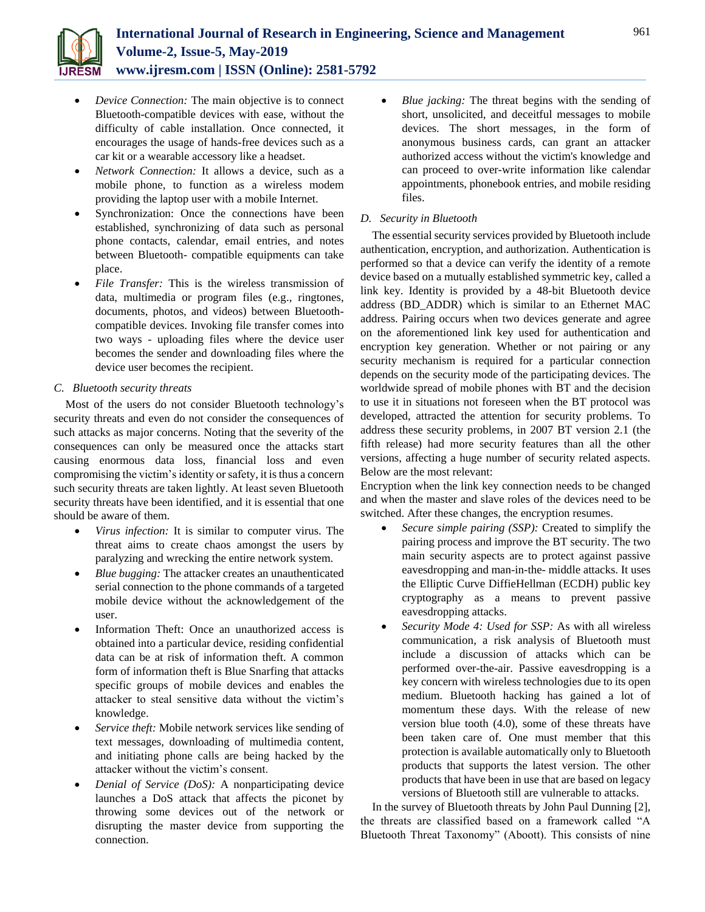- *Device Connection:* The main objective is to connect Bluetooth-compatible devices with ease, without the difficulty of cable installation. Once connected, it encourages the usage of hands-free devices such as a car kit or a wearable accessory like a headset.
- *Network Connection:* It allows a device, such as a mobile phone, to function as a wireless modem providing the laptop user with a mobile Internet.
- Synchronization: Once the connections have been established, synchronizing of data such as personal phone contacts, calendar, email entries, and notes between Bluetooth- compatible equipments can take place.
- *File Transfer:* This is the wireless transmission of data, multimedia or program files (e.g., ringtones, documents, photos, and videos) between Bluetooth-compatible devices. Invoking file transfer comes into two ways - uploading files where the device user becomes the sender and downloading files where the device user becomes the recipient.

### *C. Bluetooth security threats*

Most of the users do not consider Bluetooth technology's security threats and even do not consider the consequences of such attacks as major concerns. Noting that the severity of the consequences can only be measured once the attacks start causing enormous data loss, financial loss and even compromising the victim's identity or safety, it is thus a concern such security threats are taken lightly. At least seven Bluetooth security threats have been identified, and it is essential that one should be aware of them.

- *Virus infection:* It is similar to computer virus. The threat aims to create chaos amongst the users by paralyzing and wrecking the entire network system.
- *Blue bugging:* The attacker creates an unauthenticated serial connection to the phone commands of a targeted mobile device without the acknowledgement of the user.
- Information Theft: Once an unauthorized access is obtained into a particular device, residing confidential data can be at risk of information theft. A common form of information theft is Blue Snarfing that attacks specific groups of mobile devices and enables the attacker to steal sensitive data without the victim's knowledge.
- *Service theft:* Mobile network services like sending of text messages, downloading of multimedia content, and initiating phone calls are being hacked by the attacker without the victim's consent.
- *Denial of Service (DoS):* A nonparticipating device launches a DoS attack that affects the piconet by throwing some devices out of the network or disrupting the master device from supporting the connection.
- *Blue jacking:* The threat begins with the sending of short, unsolicited, and deceitful messages to mobile devices. The short messages, in the form of anonymous business cards, can grant an attacker authorized access without the victim's knowledge and can proceed to over-write information like calendar appointments, phonebook entries, and mobile residing files.

### *D. Security in Bluetooth*

The essential security services provided by Bluetooth include authentication, encryption, and authorization. Authentication is performed so that a device can verify the identity of a remote device based on a mutually established symmetric key, called a link key. Identity is provided by a 48-bit Bluetooth device address (BD_ADDR) which is similar to an Ethernet MAC address. Pairing occurs when two devices generate and agree on the aforementioned link key used for authentication and encryption key generation. Whether or not pairing or any security mechanism is required for a particular connection depends on the security mode of the participating devices. The worldwide spread of mobile phones with BT and the decision to use it in situations not foreseen when the BT protocol was developed, attracted the attention for security problems. To address these security problems, in 2007 BT version 2.1 (the fifth release) had more security features than all the other versions, affecting a huge number of security related aspects. Below are the most relevant:

Encryption when the link key connection needs to be changed and when the master and slave roles of the devices need to be switched. After these changes, the encryption resumes.

- *Secure simple pairing (SSP):* Created to simplify the pairing process and improve the BT security. The two main security aspects are to protect against passive eavesdropping and man-in-the- middle attacks. It uses the Elliptic Curve DiffieHellman (ECDH) public key cryptography as a means to prevent passive eavesdropping attacks.
- *Security Mode 4: Used for SSP:* As with all wireless communication, a risk analysis of Bluetooth must include a discussion of attacks which can be performed over-the-air. Passive eavesdropping is a key concern with wireless technologies due to its open medium. Bluetooth hacking has gained a lot of momentum these days. With the release of new version blue tooth (4.0), some of these threats have been taken care of. One must member that this protection is available automatically only to Bluetooth products that supports the latest version. The other products that have been in use that are based on legacy versions of Bluetooth still are vulnerable to attacks.

In the survey of Bluetooth threats by John Paul Dunning [2], the threats are classified based on a framework called "A Bluetooth Threat Taxonomy" (Aboott). This consists of nine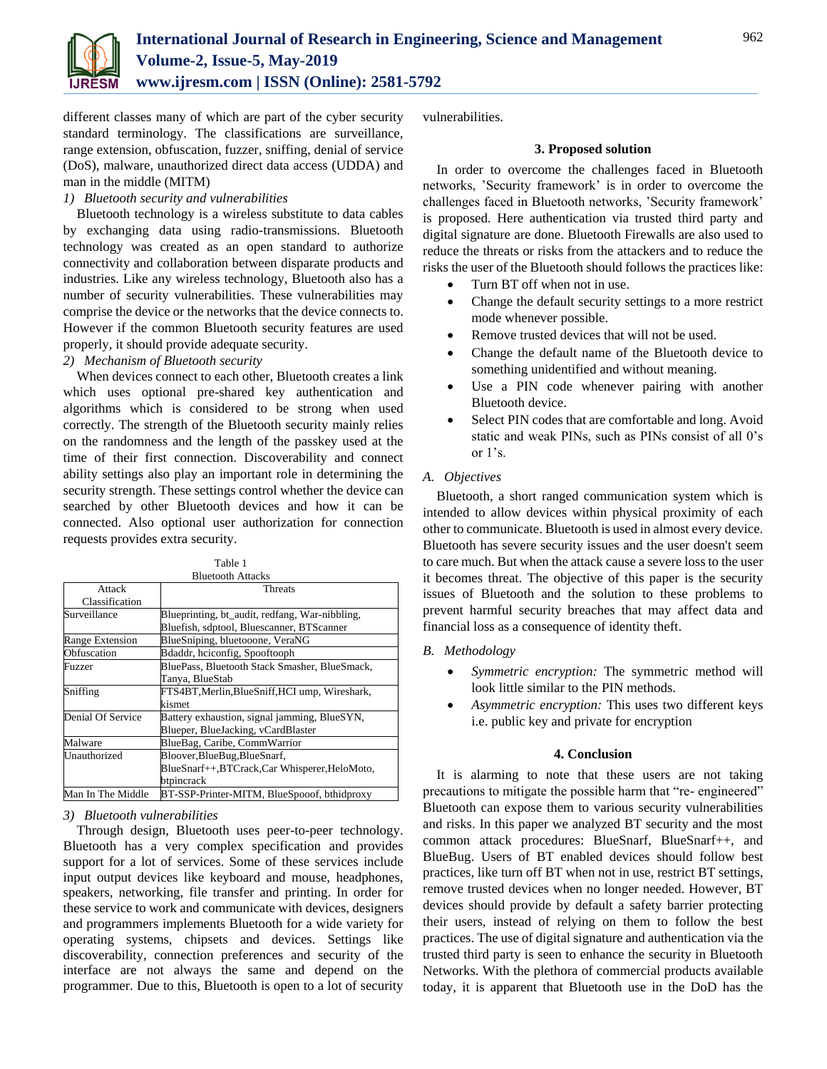different classes many of which are part of the cyber security standard terminology. The classifications are surveillance, range extension, obfuscation, fuzzer, sniffing, denial of service (DoS), malware, unauthorized direct data access (UDDA) and man in the middle (MITM)

*1) Bluetooth security and vulnerabilities*

Bluetooth technology is a wireless substitute to data cables by exchanging data using radio-transmissions. Bluetooth technology was created as an open standard to authorize connectivity and collaboration between disparate products and industries. Like any wireless technology, Bluetooth also has a number of security vulnerabilities. These vulnerabilities may comprise the device or the networks that the device connects to. However if the common Bluetooth security features are used properly, it should provide adequate security.

*2) Mechanism of Bluetooth security*

When devices connect to each other, Bluetooth creates a link which uses optional pre-shared key authentication and algorithms which is considered to be strong when used correctly. The strength of the Bluetooth security mainly relies on the randomness and the length of the passkey used at the time of their first connection. Discoverability and connect ability settings also play an important role in determining the security strength. These settings control whether the device can searched by other Bluetooth devices and how it can be connected. Also optional user authorization for connection requests provides extra security.

Table 1
Bluetooth Attacks

| Attack Classification | Threats |
|---|---|
| Surveillance | Blueprinting, bt_audit, redfang, War-nibbling, Bluefish, sdptool, Bluescanner, BTScanner |
| Range Extension | BlueSniping, bluetooone, VeraNG |
| Obfuscation | Bdaddr, hciconfig, Spooftooph |
| Fuzzer | BluePass, Bluetooth Stack Smasher, BlueSmack, Tanya, BlueStab |
| Sniffing | FTS4BT,Merlin,BlueSniff,HCI ump, Wireshark, kismet |
| Denial Of Service | Battery exhaustion, signal jamming, BlueSYN, Blueper, BlueJacking, vCardBlaster |
| Malware | BlueBag, Caribe, CommWarrior |
| Unauthorized | Bloover,BlueBug,BlueSnarf, BlueSnarf++,BTCrack,Car Whisperer,HeloMoto, btpincrack |
| Man In The Middle | BT-SSP-Printer-MITM, BlueSpooof, bthidproxy |

*3) Bluetooth vulnerabilities*

Through design, Bluetooth uses peer-to-peer technology. Bluetooth has a very complex specification and provides support for a lot of services. Some of these services include input output devices like keyboard and mouse, headphones, speakers, networking, file transfer and printing. In order for these service to work and communicate with devices, designers and programmers implements Bluetooth for a wide variety for operating systems, chipsets and devices. Settings like discoverability, connection preferences and security of the interface are not always the same and depend on the programmer. Due to this, Bluetooth is open to a lot of security vulnerabilities.

## 3. Proposed solution

In order to overcome the challenges faced in Bluetooth networks, 'Security framework' is in order to overcome the challenges faced in Bluetooth networks, 'Security framework' is proposed. Here authentication via trusted third party and digital signature are done. Bluetooth Firewalls are also used to reduce the threats or risks from the attackers and to reduce the risks the user of the Bluetooth should follows the practices like:

- Turn BT off when not in use.
- Change the default security settings to a more restrict mode whenever possible.
- Remove trusted devices that will not be used.
- Change the default name of the Bluetooth device to something unidentified and without meaning.
- Use a PIN code whenever pairing with another Bluetooth device.
- Select PIN codes that are comfortable and long. Avoid static and weak PINs, such as PINs consist of all 0's or 1's.

### A. Objectives

Bluetooth, a short ranged communication system which is intended to allow devices within physical proximity of each other to communicate. Bluetooth is used in almost every device. Bluetooth has severe security issues and the user doesn't seem to care much. But when the attack cause a severe loss to the user it becomes threat. The objective of this paper is the security issues of Bluetooth and the solution to these problems to prevent harmful security breaches that may affect data and financial loss as a consequence of identity theft.

### B. Methodology

- *Symmetric encryption:* The symmetric method will look little similar to the PIN methods.
- *Asymmetric encryption:* This uses two different keys i.e. public key and private for encryption

## 4. Conclusion

It is alarming to note that these users are not taking precautions to mitigate the possible harm that "re- engineered" Bluetooth can expose them to various security vulnerabilities and risks. In this paper we analyzed BT security and the most common attack procedures: BlueSnarf, BlueSnarf++, and BlueBug. Users of BT enabled devices should follow best practices, like turn off BT when not in use, restrict BT settings, remove trusted devices when no longer needed. However, BT devices should provide by default a safety barrier protecting their users, instead of relying on them to follow the best practices. The use of digital signature and authentication via the trusted third party is seen to enhance the security in Bluetooth Networks. With the plethora of commercial products available today, it is apparent that Bluetooth use in the DoD has the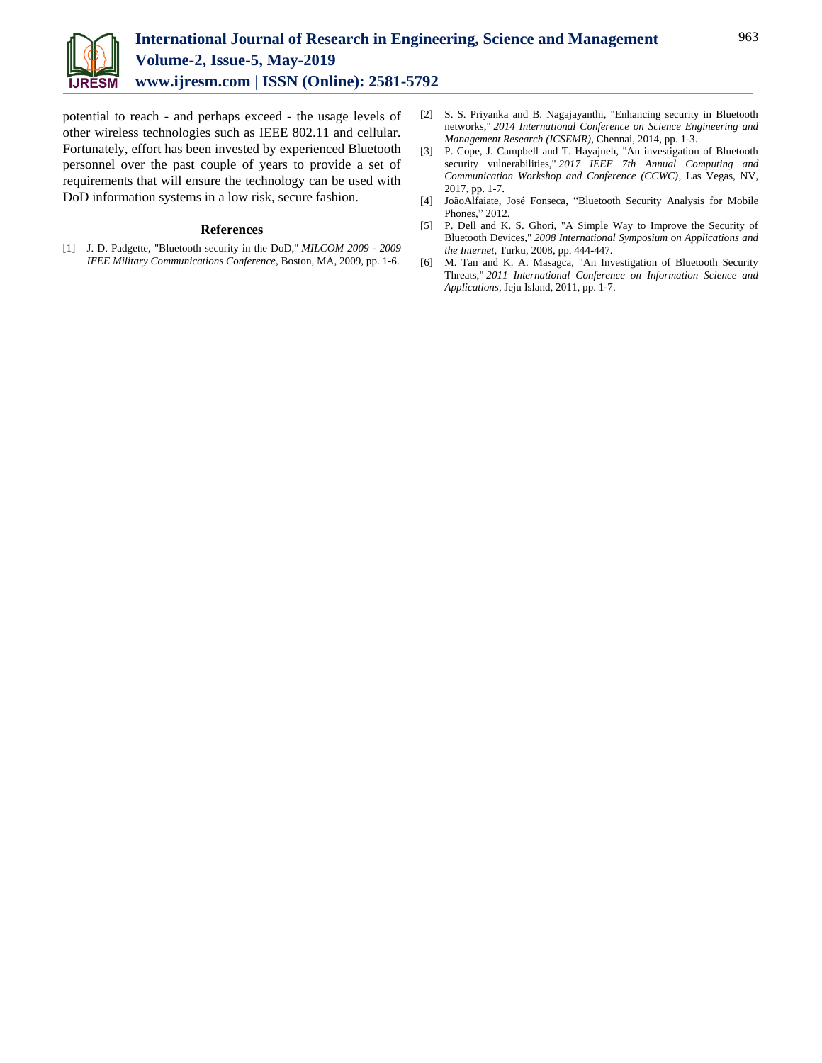potential to reach - and perhaps exceed - the usage levels of other wireless technologies such as IEEE 802.11 and cellular. Fortunately, effort has been invested by experienced Bluetooth personnel over the past couple of years to provide a set of requirements that will ensure the technology can be used with DoD information systems in a low risk, secure fashion.

## References

[1] J. D. Padgette, "Bluetooth security in the DoD," *MILCOM 2009 - 2009 IEEE Military Communications Conference*, Boston, MA, 2009, pp. 1-6.

[2] S. S. Priyanka and B. Nagajayanthi, "Enhancing security in Bluetooth networks," *2014 International Conference on Science Engineering and Management Research (ICSEMR)*, Chennai, 2014, pp. 1-3.

[3] P. Cope, J. Campbell and T. Hayajneh, "An investigation of Bluetooth security vulnerabilities," *2017 IEEE 7th Annual Computing and Communication Workshop and Conference (CCWC)*, Las Vegas, NV, 2017, pp. 1-7.

[4] JoãoAlfaiate, José Fonseca, "Bluetooth Security Analysis for Mobile Phones," 2012.

[5] P. Dell and K. S. Ghori, "A Simple Way to Improve the Security of Bluetooth Devices," *2008 International Symposium on Applications and the Internet*, Turku, 2008, pp. 444-447.

[6] M. Tan and K. A. Masagca, "An Investigation of Bluetooth Security Threats," *2011 International Conference on Information Science and Applications*, Jeju Island, 2011, pp. 1-7.